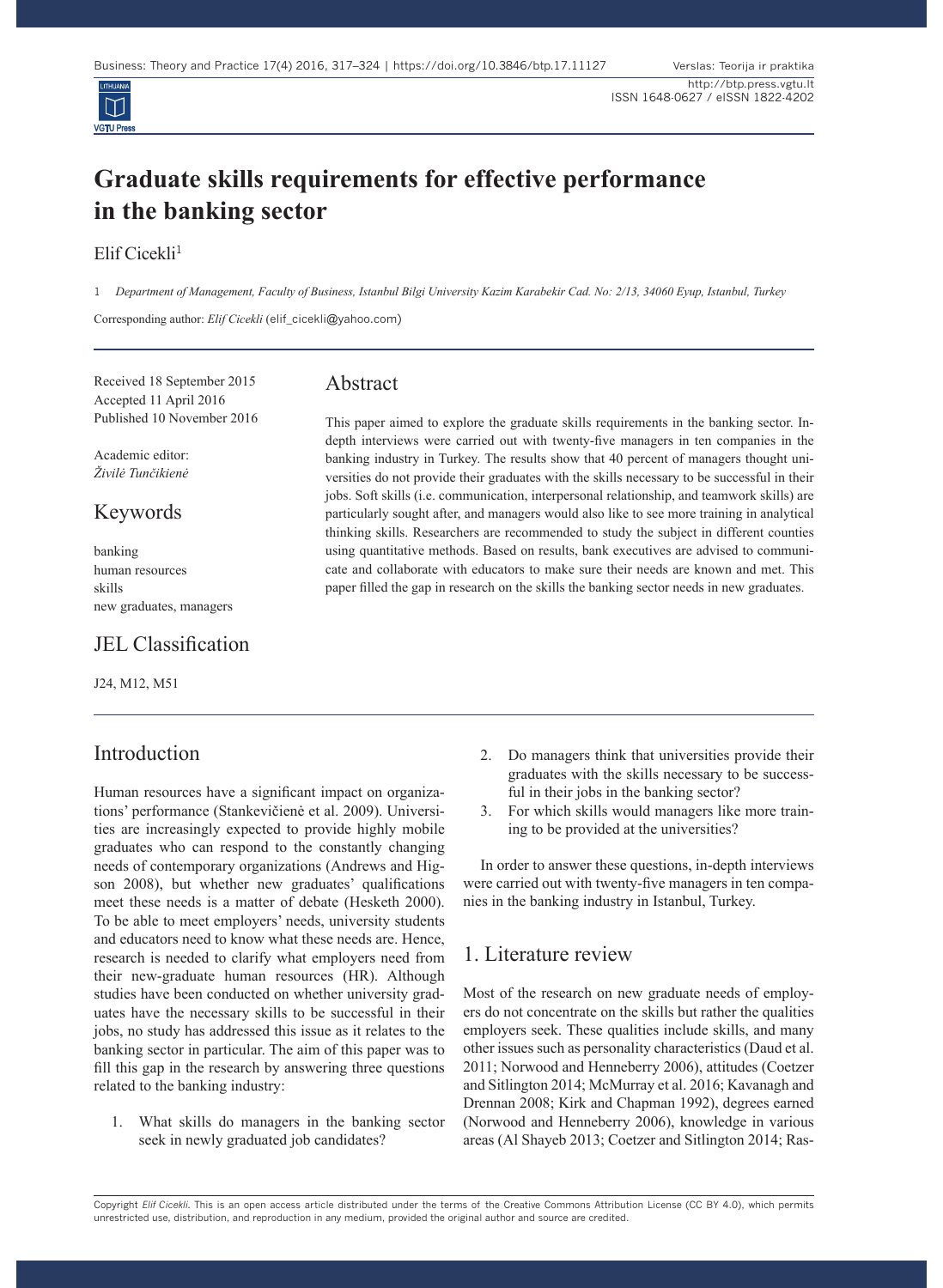# Graduate skills requirements for effective performance in the banking sector

Elif Cicekli[1]

[1] *Department of Management, Faculty of Business, Istanbul Bilgi University Kazim Karabekir Cad. No: 2/13, 34060 Eyup, Istanbul, Turkey*

Corresponding author: *Elif Cicekli* (elif_cicekli@yahoo.com)

Received 18 September 2015
Accepted 11 April 2016
Published 10 November 2016

Academic editor:
*Živilė Tunčikienė*

## Keywords

banking
human resources
skills
new graduates, managers

## JEL Classification

J24, M12, M51

## Abstract

This paper aimed to explore the graduate skills requirements in the banking sector. In-depth interviews were carried out with twenty-five managers in ten companies in the banking industry in Turkey. The results show that 40 percent of managers thought universities do not provide their graduates with the skills necessary to be successful in their jobs. Soft skills (i.e. communication, interpersonal relationship, and teamwork skills) are particularly sought after, and managers would also like to see more training in analytical thinking skills. Researchers are recommended to study the subject in different counties using quantitative methods. Based on results, bank executives are advised to communicate and collaborate with educators to make sure their needs are known and met. This paper filled the gap in research on the skills the banking sector needs in new graduates.

## Introduction

Human resources have a significant impact on organizations' performance (Stankevičienė et al. 2009). Universities are increasingly expected to provide highly mobile graduates who can respond to the constantly changing needs of contemporary organizations (Andrews and Higson 2008), but whether new graduates' qualifications meet these needs is a matter of debate (Hesketh 2000). To be able to meet employers' needs, university students and educators need to know what these needs are. Hence, research is needed to clarify what employers need from their new-graduate human resources (HR). Although studies have been conducted on whether university graduates have the necessary skills to be successful in their jobs, no study has addressed this issue as it relates to the banking sector in particular. The aim of this paper was to fill this gap in the research by answering three questions related to the banking industry:

1. What skills do managers in the banking sector seek in newly graduated job candidates?
2. Do managers think that universities provide their graduates with the skills necessary to be successful in their jobs in the banking sector?
3. For which skills would managers like more training to be provided at the universities?

In order to answer these questions, in-depth interviews were carried out with twenty-five managers in ten companies in the banking industry in Istanbul, Turkey.

## 1. Literature review

Most of the research on new graduate needs of employers do not concentrate on the skills but rather the qualities employers seek. These qualities include skills, and many other issues such as personality characteristics (Daud et al. 2011; Norwood and Henneberry 2006), attitudes (Coetzer and Sitlington 2014; McMurray et al. 2016; Kavanagh and Drennan 2008; Kirk and Chapman 1992), degrees earned (Norwood and Henneberry 2006), knowledge in various areas (Al Shayeb 2013; Coetzer and Sitlington 2014; Ras-

Copyright *Elif Cicekli*. This is an open access article distributed under the terms of the Creative Commons Attribution License (CC BY 4.0), which permits unrestricted use, distribution, and reproduction in any medium, provided the original author and source are credited.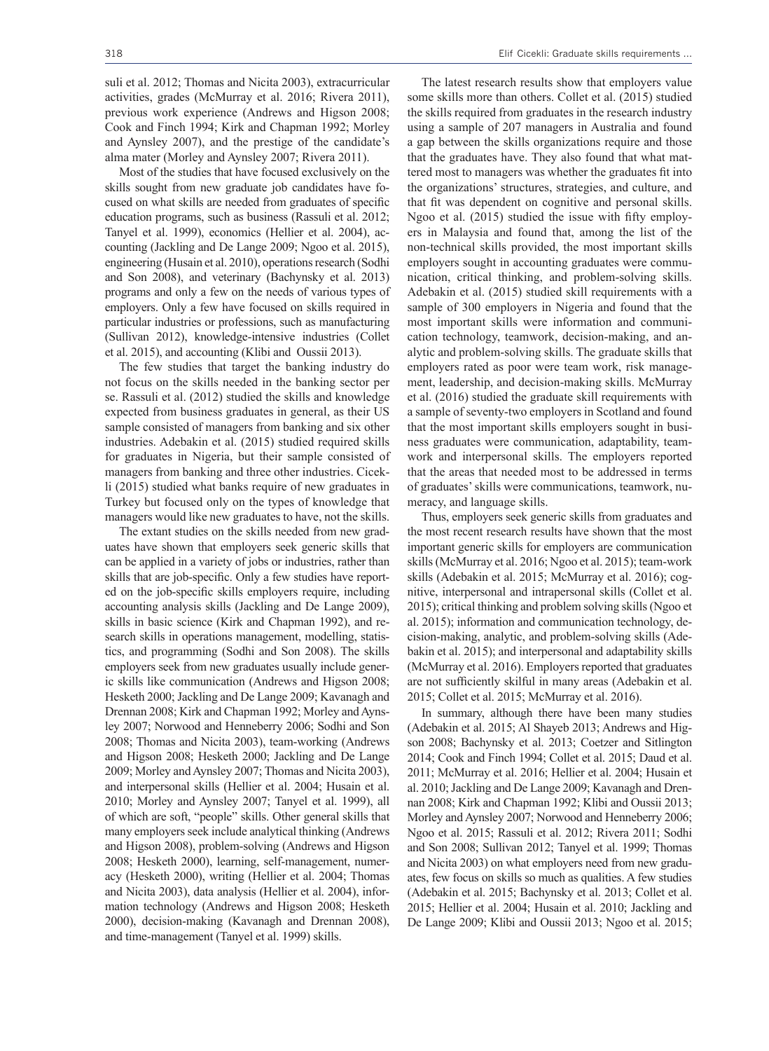suli et al. 2012; Thomas and Nicita 2003), extracurricular activities, grades (McMurray et al. 2016; Rivera 2011), previous work experience (Andrews and Higson 2008; Cook and Finch 1994; Kirk and Chapman 1992; Morley and Aynsley 2007), and the prestige of the candidate's alma mater (Morley and Aynsley 2007; Rivera 2011).

Most of the studies that have focused exclusively on the skills sought from new graduate job candidates have focused on what skills are needed from graduates of specific education programs, such as business (Rassuli et al. 2012; Tanyel et al. 1999), economics (Hellier et al. 2004), accounting (Jackling and De Lange 2009; Ngoo et al. 2015), engineering (Husain et al. 2010), operations research (Sodhi and Son 2008), and veterinary (Bachynsky et al. 2013) programs and only a few on the needs of various types of employers. Only a few have focused on skills required in particular industries or professions, such as manufacturing (Sullivan 2012), knowledge-intensive industries (Collet et al. 2015), and accounting (Klibi and Oussii 2013).

The few studies that target the banking industry do not focus on the skills needed in the banking sector per se. Rassuli et al. (2012) studied the skills and knowledge expected from business graduates in general, as their US sample consisted of managers from banking and six other industries. Adebakin et al. (2015) studied required skills for graduates in Nigeria, but their sample consisted of managers from banking and three other industries. Cicekli (2015) studied what banks require of new graduates in Turkey but focused only on the types of knowledge that managers would like new graduates to have, not the skills.

The extant studies on the skills needed from new graduates have shown that employers seek generic skills that can be applied in a variety of jobs or industries, rather than skills that are job-specific. Only a few studies have reported on the job-specific skills employers require, including accounting analysis skills (Jackling and De Lange 2009), skills in basic science (Kirk and Chapman 1992), and research skills in operations management, modelling, statistics, and programming (Sodhi and Son 2008). The skills employers seek from new graduates usually include generic skills like communication (Andrews and Higson 2008; Hesketh 2000; Jackling and De Lange 2009; Kavanagh and Drennan 2008; Kirk and Chapman 1992; Morley and Aynsley 2007; Norwood and Henneberry 2006; Sodhi and Son 2008; Thomas and Nicita 2003), team-working (Andrews and Higson 2008; Hesketh 2000; Jackling and De Lange 2009; Morley and Aynsley 2007; Thomas and Nicita 2003), and interpersonal skills (Hellier et al. 2004; Husain et al. 2010; Morley and Aynsley 2007; Tanyel et al. 1999), all of which are soft, "people" skills. Other general skills that many employers seek include analytical thinking (Andrews and Higson 2008), problem-solving (Andrews and Higson 2008; Hesketh 2000), learning, self-management, numeracy (Hesketh 2000), writing (Hellier et al. 2004; Thomas and Nicita 2003), data analysis (Hellier et al. 2004), information technology (Andrews and Higson 2008; Hesketh 2000), decision-making (Kavanagh and Drennan 2008), and time-management (Tanyel et al. 1999) skills.

The latest research results show that employers value some skills more than others. Collet et al. (2015) studied the skills required from graduates in the research industry using a sample of 207 managers in Australia and found a gap between the skills organizations require and those that the graduates have. They also found that what mattered most to managers was whether the graduates fit into the organizations' structures, strategies, and culture, and that fit was dependent on cognitive and personal skills. Ngoo et al. (2015) studied the issue with fifty employers in Malaysia and found that, among the list of the non-technical skills provided, the most important skills employers sought in accounting graduates were communication, critical thinking, and problem-solving skills. Adebakin et al. (2015) studied skill requirements with a sample of 300 employers in Nigeria and found that the most important skills were information and communication technology, teamwork, decision-making, and analytic and problem-solving skills. The graduate skills that employers rated as poor were team work, risk management, leadership, and decision-making skills. McMurray et al. (2016) studied the graduate skill requirements with a sample of seventy-two employers in Scotland and found that the most important skills employers sought in business graduates were communication, adaptability, teamwork and interpersonal skills. The employers reported that the areas that needed most to be addressed in terms of graduates' skills were communications, teamwork, numeracy, and language skills.

Thus, employers seek generic skills from graduates and the most recent research results have shown that the most important generic skills for employers are communication skills (McMurray et al. 2016; Ngoo et al. 2015); team-work skills (Adebakin et al. 2015; McMurray et al. 2016); cognitive, interpersonal and intrapersonal skills (Collet et al. 2015); critical thinking and problem solving skills (Ngoo et al. 2015); information and communication technology, decision-making, analytic, and problem-solving skills (Adebakin et al. 2015); and interpersonal and adaptability skills (McMurray et al. 2016). Employers reported that graduates are not sufficiently skilful in many areas (Adebakin et al. 2015; Collet et al. 2015; McMurray et al. 2016).

In summary, although there have been many studies (Adebakin et al. 2015; Al Shayeb 2013; Andrews and Higson 2008; Bachynsky et al. 2013; Coetzer and Sitlington 2014; Cook and Finch 1994; Collet et al. 2015; Daud et al. 2011; McMurray et al. 2016; Hellier et al. 2004; Husain et al. 2010; Jackling and De Lange 2009; Kavanagh and Drennan 2008; Kirk and Chapman 1992; Klibi and Oussii 2013; Morley and Aynsley 2007; Norwood and Henneberry 2006; Ngoo et al. 2015; Rassuli et al. 2012; Rivera 2011; Sodhi and Son 2008; Sullivan 2012; Tanyel et al. 1999; Thomas and Nicita 2003) on what employers need from new graduates, few focus on skills so much as qualities. A few studies (Adebakin et al. 2015; Bachynsky et al. 2013; Collet et al. 2015; Hellier et al. 2004; Husain et al. 2010; Jackling and De Lange 2009; Klibi and Oussii 2013; Ngoo et al. 2015;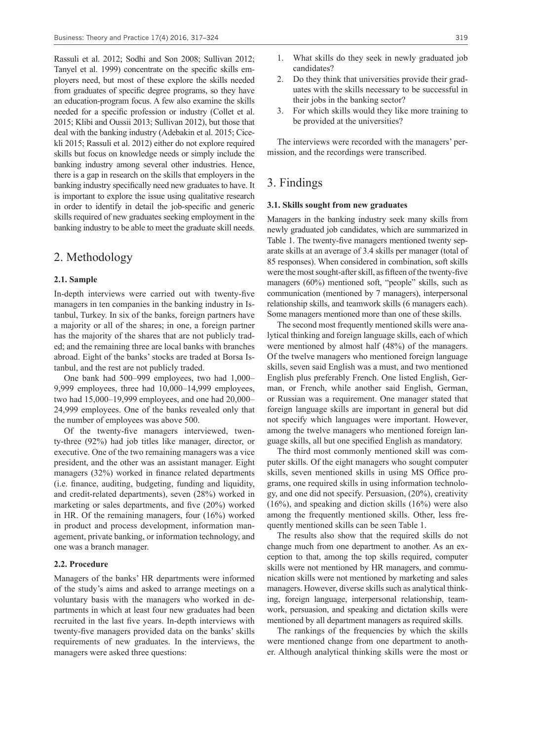Rassuli et al. 2012; Sodhi and Son 2008; Sullivan 2012; Tanyel et al. 1999) concentrate on the specific skills employers need, but most of these explore the skills needed from graduates of specific degree programs, so they have an education-program focus. A few also examine the skills needed for a specific profession or industry (Collet et al. 2015; Klibi and Oussii 2013; Sullivan 2012), but those that deal with the banking industry (Adebakin et al. 2015; Cicekli 2015; Rassuli et al. 2012) either do not explore required skills but focus on knowledge needs or simply include the banking industry among several other industries. Hence, there is a gap in research on the skills that employers in the banking industry specifically need new graduates to have. It is important to explore the issue using qualitative research in order to identify in detail the job-specific and generic skills required of new graduates seeking employment in the banking industry to be able to meet the graduate skill needs.

## 2. Methodology

### 2.1. Sample

In-depth interviews were carried out with twenty-five managers in ten companies in the banking industry in Istanbul, Turkey. In six of the banks, foreign partners have a majority or all of the shares; in one, a foreign partner has the majority of the shares that are not publicly traded; and the remaining three are local banks with branches abroad. Eight of the banks' stocks are traded at Borsa Istanbul, and the rest are not publicly traded.

One bank had 500–999 employees, two had 1,000–9,999 employees, three had 10,000–14,999 employees, two had 15,000–19,999 employees, and one had 20,000–24,999 employees. One of the banks revealed only that the number of employees was above 500.

Of the twenty-five managers interviewed, twenty-three (92%) had job titles like manager, director, or executive. One of the two remaining managers was a vice president, and the other was an assistant manager. Eight managers (32%) worked in finance related departments (i.e. finance, auditing, budgeting, funding and liquidity, and credit-related departments), seven (28%) worked in marketing or sales departments, and five (20%) worked in HR. Of the remaining managers, four (16%) worked in product and process development, information management, private banking, or information technology, and one was a branch manager.

### 2.2. Procedure

Managers of the banks' HR departments were informed of the study's aims and asked to arrange meetings on a voluntary basis with the managers who worked in departments in which at least four new graduates had been recruited in the last five years. In-depth interviews with twenty-five managers provided data on the banks' skills requirements of new graduates. In the interviews, the managers were asked three questions:

1. What skills do they seek in newly graduated job candidates?
2. Do they think that universities provide their graduates with the skills necessary to be successful in their jobs in the banking sector?
3. For which skills would they like more training to be provided at the universities?

The interviews were recorded with the managers' permission, and the recordings were transcribed.

## 3. Findings

### 3.1. Skills sought from new graduates

Managers in the banking industry seek many skills from newly graduated job candidates, which are summarized in Table 1. The twenty-five managers mentioned twenty separate skills at an average of 3.4 skills per manager (total of 85 responses). When considered in combination, soft skills were the most sought-after skill, as fifteen of the twenty-five managers (60%) mentioned soft, "people" skills, such as communication (mentioned by 7 managers), interpersonal relationship skills, and teamwork skills (6 managers each). Some managers mentioned more than one of these skills.

The second most frequently mentioned skills were analytical thinking and foreign language skills, each of which were mentioned by almost half (48%) of the managers. Of the twelve managers who mentioned foreign language skills, seven said English was a must, and two mentioned English plus preferably French. One listed English, German, or French, while another said English, German, or Russian was a requirement. One manager stated that foreign language skills are important in general but did not specify which languages were important. However, among the twelve managers who mentioned foreign language skills, all but one specified English as mandatory.

The third most commonly mentioned skill was computer skills. Of the eight managers who sought computer skills, seven mentioned skills in using MS Office programs, one required skills in using information technology, and one did not specify. Persuasion, (20%), creativity (16%), and speaking and diction skills (16%) were also among the frequently mentioned skills. Other, less frequently mentioned skills can be seen Table 1.

The results also show that the required skills do not change much from one department to another. As an exception to that, among the top skills required, computer skills were not mentioned by HR managers, and communication skills were not mentioned by marketing and sales managers. However, diverse skills such as analytical thinking, foreign language, interpersonal relationship, teamwork, persuasion, and speaking and dictation skills were mentioned by all department managers as required skills.

The rankings of the frequencies by which the skills were mentioned change from one department to another. Although analytical thinking skills were the most or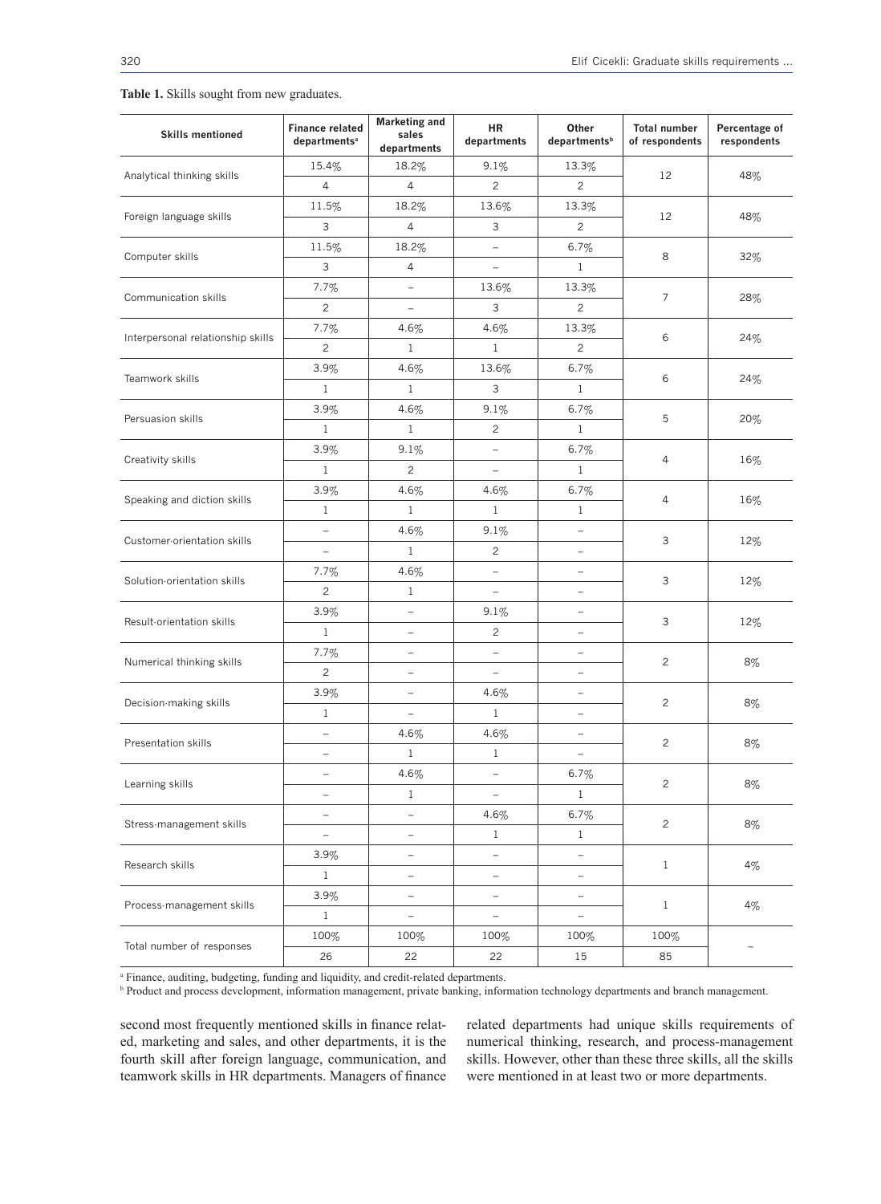**Table 1.** Skills sought from new graduates.

| Skills mentioned | Finance related departments[a] | Marketing and sales departments | HR departments | Other departments[b] | Total number of respondents | Percentage of respondents |
|---|---|---|---|---|---|---|
| Analytical thinking skills | 15.4% | 18.2% | 9.1% | 13.3% | 12 | 48% |
| | 4 | 4 | 2 | 2 | | |
| Foreign language skills | 11.5% | 18.2% | 13.6% | 13.3% | 12 | 48% |
| | 3 | 4 | 3 | 2 | | |
| Computer skills | 11.5% | 18.2% | – | 6.7% | 8 | 32% |
| | 3 | 4 | – | 1 | | |
| Communication skills | 7.7% | – | 13.6% | 13.3% | 7 | 28% |
| | 2 | – | 3 | 2 | | |
| Interpersonal relationship skills | 7.7% | 4.6% | 4.6% | 13.3% | 6 | 24% |
| | 2 | 1 | 1 | 2 | | |
| Teamwork skills | 3.9% | 4.6% | 13.6% | 6.7% | 6 | 24% |
| | 1 | 1 | 3 | 1 | | |
| Persuasion skills | 3.9% | 4.6% | 9.1% | 6.7% | 5 | 20% |
| | 1 | 1 | 2 | 1 | | |
| Creativity skills | 3.9% | 9.1% | – | 6.7% | 4 | 16% |
| | 1 | 2 | – | 1 | | |
| Speaking and diction skills | 3.9% | 4.6% | 4.6% | 6.7% | 4 | 16% |
| | 1 | 1 | 1 | 1 | | |
| Customer-orientation skills | – | 4.6% | 9.1% | – | 3 | 12% |
| | – | 1 | 2 | – | | |
| Solution-orientation skills | 7.7% | 4.6% | – | – | 3 | 12% |
| | 2 | 1 | – | – | | |
| Result-orientation skills | 3.9% | – | 9.1% | – | 3 | 12% |
| | 1 | – | 2 | – | | |
| Numerical thinking skills | 7.7% | – | – | – | 2 | 8% |
| | 2 | – | – | – | | |
| Decision-making skills | 3.9% | – | 4.6% | – | 2 | 8% |
| | 1 | – | 1 | – | | |
| Presentation skills | – | 4.6% | 4.6% | – | 2 | 8% |
| | – | 1 | 1 | – | | |
| Learning skills | – | 4.6% | – | 6.7% | 2 | 8% |
| | – | 1 | – | 1 | | |
| Stress-management skills | – | – | 4.6% | 6.7% | 2 | 8% |
| | – | – | 1 | 1 | | |
| Research skills | 3.9% | – | – | – | 1 | 4% |
| | 1 | – | – | – | | |
| Process-management skills | 3.9% | – | – | – | 1 | 4% |
| | 1 | – | – | – | | |
| Total number of responses | 100% | 100% | 100% | 100% | 100% | – |
| | 26 | 22 | 22 | 15 | 85 | |

[a] Finance, auditing, budgeting, funding and liquidity, and credit-related departments.
[b] Product and process development, information management, private banking, information technology departments and branch management.

second most frequently mentioned skills in finance related, marketing and sales, and other departments, it is the fourth skill after foreign language, communication, and teamwork skills in HR departments. Managers of finance related departments had unique skills requirements of numerical thinking, research, and process-management skills. However, other than these three skills, all the skills were mentioned in at least two or more departments.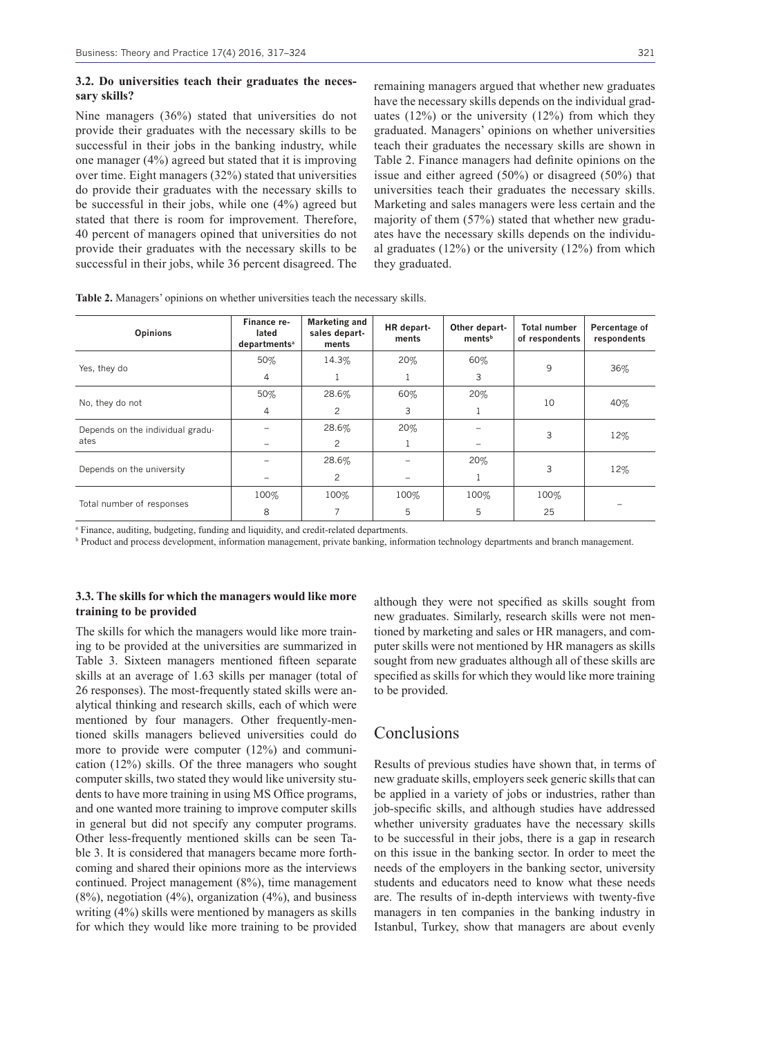### 3.2. Do universities teach their graduates the necessary skills?

Nine managers (36%) stated that universities do not provide their graduates with the necessary skills to be successful in their jobs in the banking industry, while one manager (4%) agreed but stated that it is improving over time. Eight managers (32%) stated that universities do provide their graduates with the necessary skills to be successful in their jobs, while one (4%) agreed but stated that there is room for improvement. Therefore, 40 percent of managers opined that universities do not provide their graduates with the necessary skills to be successful in their jobs, while 36 percent disagreed. The remaining managers argued that whether new graduates have the necessary skills depends on the individual graduates (12%) or the university (12%) from which they graduated. Managers' opinions on whether universities teach their graduates the necessary skills are shown in Table 2. Finance managers had definite opinions on the issue and either agreed (50%) or disagreed (50%) that universities teach their graduates the necessary skills. Marketing and sales managers were less certain and the majority of them (57%) stated that whether new graduates have the necessary skills depends on the individual graduates (12%) or the university (12%) from which they graduated.

**Table 2.** Managers' opinions on whether universities teach the necessary skills.

| Opinions | Finance related departments[a] | Marketing and sales departments | HR departments | Other departments[b] | Total number of respondents | Percentage of respondents |
|---|---|---|---|---|---|---|
| Yes, they do | 50% | 14.3% | 20% | 60% | 9 | 36% |
| | 4 | 1 | 1 | 3 | | |
| No, they do not | 50% | 28.6% | 60% | 20% | 10 | 40% |
| | 4 | 2 | 3 | 1 | | |
| Depends on the individual graduates | – | 28.6% | 20% | – | 3 | 12% |
| | – | 2 | 1 | – | | |
| Depends on the university | – | 28.6% | – | 20% | 3 | 12% |
| | – | 2 | – | 1 | | |
| Total number of responses | 100% | 100% | 100% | 100% | 100% | – |
| | 8 | 7 | 5 | 5 | 25 | |

[a] Finance, auditing, budgeting, funding and liquidity, and credit-related departments.

[b] Product and process development, information management, private banking, information technology departments and branch management.

### 3.3. The skills for which the managers would like more training to be provided

The skills for which the managers would like more training to be provided at the universities are summarized in Table 3. Sixteen managers mentioned fifteen separate skills at an average of 1.63 skills per manager (total of 26 responses). The most-frequently stated skills were analytical thinking and research skills, each of which were mentioned by four managers. Other frequently-mentioned skills managers believed universities could do more to provide were computer (12%) and communication (12%) skills. Of the three managers who sought computer skills, two stated they would like university students to have more training in using MS Office programs, and one wanted more training to improve computer skills in general but did not specify any computer programs. Other less-frequently mentioned skills can be seen Table 3. It is considered that managers became more forthcoming and shared their opinions more as the interviews continued. Project management (8%), time management (8%), negotiation (4%), organization (4%), and business writing (4%) skills were mentioned by managers as skills for which they would like more training to be provided although they were not specified as skills sought from new graduates. Similarly, research skills were not mentioned by marketing and sales or HR managers, and computer skills were not mentioned by HR managers as skills sought from new graduates although all of these skills are specified as skills for which they would like more training to be provided.

## Conclusions

Results of previous studies have shown that, in terms of new graduate skills, employers seek generic skills that can be applied in a variety of jobs or industries, rather than job-specific skills, and although studies have addressed whether university graduates have the necessary skills to be successful in their jobs, there is a gap in research on this issue in the banking sector. In order to meet the needs of the employers in the banking sector, university students and educators need to know what these needs are. The results of in-depth interviews with twenty-five managers in ten companies in the banking industry in Istanbul, Turkey, show that managers are about evenly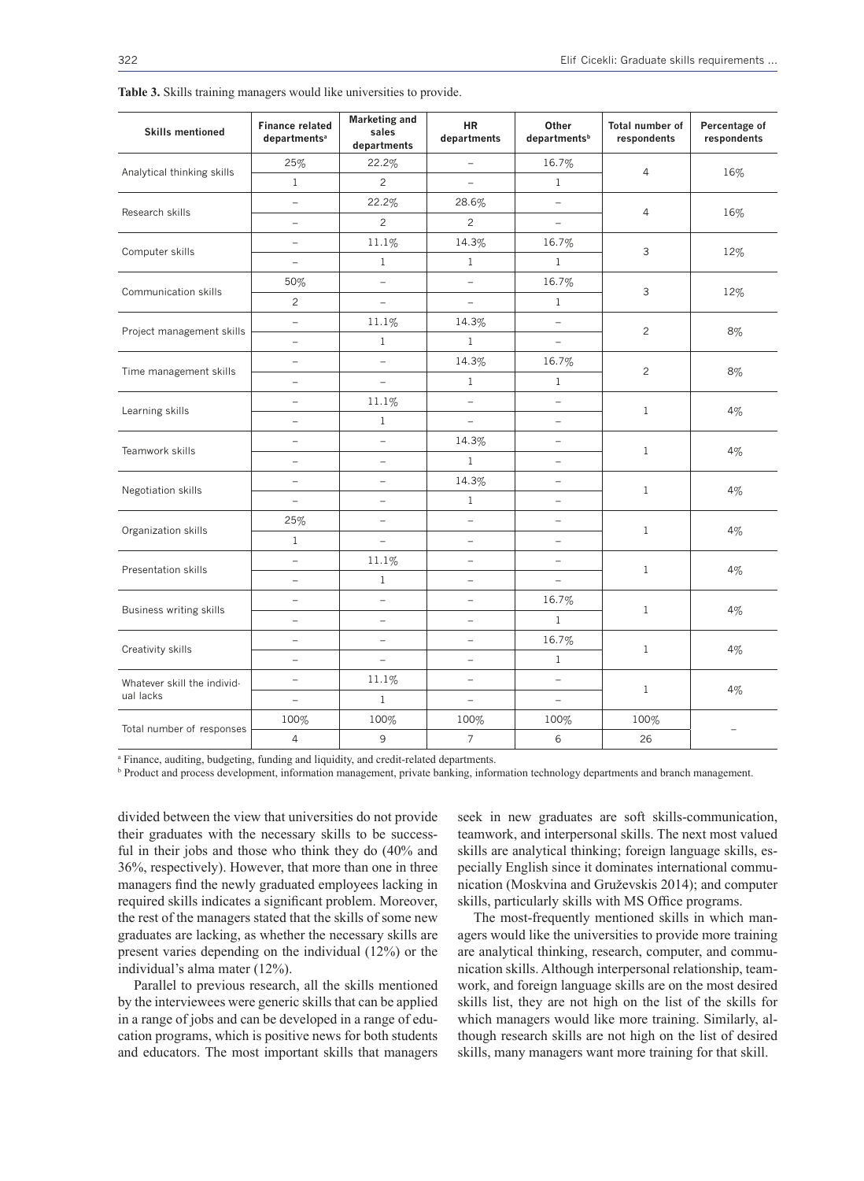**Table 3.** Skills training managers would like universities to provide.

| Skills mentioned | Finance related departments[a] | Marketing and sales departments | HR departments | Other departments[b] | Total number of respondents | Percentage of respondents |
|---|---|---|---|---|---|---|
| Analytical thinking skills | 25% | 22.2% | – | 16.7% | 4 | 16% |
| | 1 | 2 | – | 1 | | |
| Research skills | – | 22.2% | 28.6% | – | 4 | 16% |
| | – | 2 | 2 | – | | |
| Computer skills | – | 11.1% | 14.3% | 16.7% | 3 | 12% |
| | – | 1 | 1 | 1 | | |
| Communication skills | 50% | – | – | 16.7% | 3 | 12% |
| | 2 | – | – | 1 | | |
| Project management skills | – | 11.1% | 14.3% | – | 2 | 8% |
| | – | 1 | 1 | – | | |
| Time management skills | – | – | 14.3% | 16.7% | 2 | 8% |
| | – | – | 1 | 1 | | |
| Learning skills | – | 11.1% | – | – | 1 | 4% |
| | – | 1 | – | – | | |
| Teamwork skills | – | – | 14.3% | – | 1 | 4% |
| | – | – | 1 | – | | |
| Negotiation skills | – | – | 14.3% | – | 1 | 4% |
| | – | – | 1 | – | | |
| Organization skills | 25% | – | – | – | 1 | 4% |
| | 1 | – | – | – | | |
| Presentation skills | – | 11.1% | – | – | 1 | 4% |
| | – | 1 | – | – | | |
| Business writing skills | – | – | – | 16.7% | 1 | 4% |
| | – | – | – | 1 | | |
| Creativity skills | – | – | – | 16.7% | 1 | 4% |
| | – | – | – | 1 | | |
| Whatever skill the individual lacks | – | 11.1% | – | – | 1 | 4% |
| | – | 1 | – | – | | |
| Total number of responses | 100% | 100% | 100% | 100% | 100% | – |
| | 4 | 9 | 7 | 6 | 26 | |

[a] Finance, auditing, budgeting, funding and liquidity, and credit-related departments.

[b] Product and process development, information management, private banking, information technology departments and branch management.

divided between the view that universities do not provide their graduates with the necessary skills to be successful in their jobs and those who think they do (40% and 36%, respectively). However, that more than one in three managers find the newly graduated employees lacking in required skills indicates a significant problem. Moreover, the rest of the managers stated that the skills of some new graduates are lacking, as whether the necessary skills are present varies depending on the individual (12%) or the individual's alma mater (12%).

Parallel to previous research, all the skills mentioned by the interviewees were generic skills that can be applied in a range of jobs and can be developed in a range of education programs, which is positive news for both students and educators. The most important skills that managers seek in new graduates are soft skills-communication, teamwork, and interpersonal skills. The next most valued skills are analytical thinking; foreign language skills, especially English since it dominates international communication (Moskvina and Gruževskis 2014); and computer skills, particularly skills with MS Office programs.

The most-frequently mentioned skills in which managers would like the universities to provide more training are analytical thinking, research, computer, and communication skills. Although interpersonal relationship, teamwork, and foreign language skills are on the most desired skills list, they are not high on the list of the skills for which managers would like more training. Similarly, although research skills are not high on the list of desired skills, many managers want more training for that skill.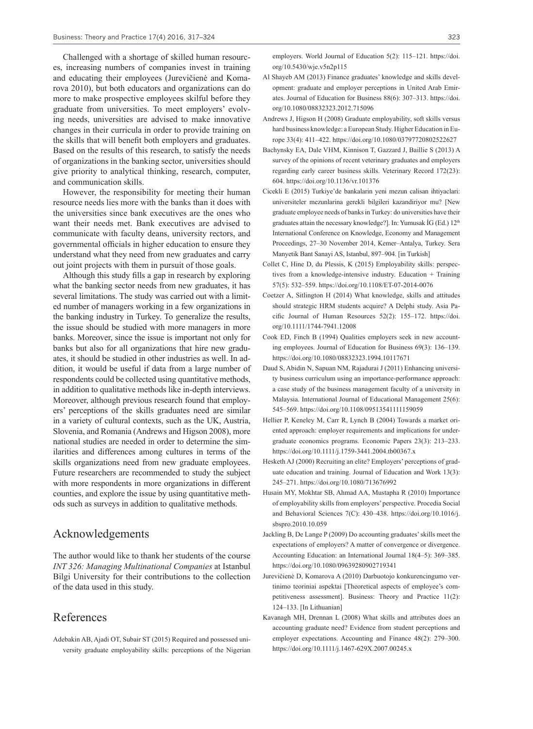Challenged with a shortage of skilled human resources, increasing numbers of companies invest in training and educating their employees (Jurevičienė and Komarova 2010), but both educators and organizations can do more to make prospective employees skilful before they graduate from universities. To meet employers' evolving needs, universities are advised to make innovative changes in their curricula in order to provide training on the skills that will benefit both employers and graduates. Based on the results of this research, to satisfy the needs of organizations in the banking sector, universities should give priority to analytical thinking, research, computer, and communication skills.

However, the responsibility for meeting their human resource needs lies more with the banks than it does with the universities since bank executives are the ones who want their needs met. Bank executives are advised to communicate with faculty deans, university rectors, and governmental officials in higher education to ensure they understand what they need from new graduates and carry out joint projects with them in pursuit of those goals.

Although this study fills a gap in research by exploring what the banking sector needs from new graduates, it has several limitations. The study was carried out with a limited number of managers working in a few organizations in the banking industry in Turkey. To generalize the results, the issue should be studied with more managers in more banks. Moreover, since the issue is important not only for banks but also for all organizations that hire new graduates, it should be studied in other industries as well. In addition, it would be useful if data from a large number of respondents could be collected using quantitative methods, in addition to qualitative methods like in-depth interviews. Moreover, although previous research found that employers' perceptions of the skills graduates need are similar in a variety of cultural contexts, such as the UK, Austria, Slovenia, and Romania (Andrews and Higson 2008), more national studies are needed in order to determine the similarities and differences among cultures in terms of the skills organizations need from new graduate employees. Future researchers are recommended to study the subject with more respondents in more organizations in different counties, and explore the issue by using quantitative methods such as surveys in addition to qualitative methods.

## Acknowledgements

The author would like to thank her students of the course *INT 326: Managing Multinational Companies* at Istanbul Bilgi University for their contributions to the collection of the data used in this study.

## References

Adebakin AB, Ajadi OT, Subair ST (2015) Required and possessed university graduate employability skills: perceptions of the Nigerian employers. World Journal of Education 5(2): 115–121. https://doi.org/10.5430/wje.v5n2p115

Al Shayeb AM (2013) Finance graduates' knowledge and skills development: graduate and employer perceptions in United Arab Emirates. Journal of Education for Business 88(6): 307–313. https://doi.org/10.1080/08832323.2012.715096

Andrews J, Higson H (2008) Graduate employability, soft skills versus hard business knowledge: a European Study. Higher Education in Europe 33(4): 411–422. https://doi.org/10.1080/03797720802522627

Bachynsky EA, Dale VHM, Kinnison T, Gazzard J, Baillie S (2013) A survey of the opinions of recent veterinary graduates and employers regarding early career business skills. Veterinary Record 172(23): 604. https://doi.org/10.1136/vr.101376

Cicekli E (2015) Turkiye'de bankalarin yeni mezun calisan ihtiyaclari: universiteler mezunlarina gerekli bilgileri kazandiriyor mu? [New graduate employee needs of banks in Turkey: do universities have their graduates attain the necessary knowledge?]. In: Yumusak İG (Ed.) 12th International Conference on Knowledge, Economy and Management Proceedings, 27–30 November 2014, Kemer–Antalya, Turkey. Sera Manyetik Bant Sanayi AS, Istanbul, 897–904. [in Turkish]

Collet C, Hine D, du Plessis, K (2015) Employability skills: perspectives from a knowledge-intensive industry. Education + Training 57(5): 532–559. https://doi.org/10.1108/ET-07-2014-0076

Coetzer A, Sitlington H (2014) What knowledge, skills and attitudes should strategic HRM students acquire? A Delphi study. Asia Pacific Journal of Human Resources 52(2): 155–172. https://doi.org/10.1111/1744-7941.12008

Cook ED, Finch B (1994) Qualities employers seek in new accounting employees. Journal of Education for Business 69(3): 136–139. https://doi.org/10.1080/08832323.1994.10117671

Daud S, Abidin N, Sapuan NM, Rajadurai J (2011) Enhancing university business curriculum using an importance-performance approach: a case study of the business management faculty of a university in Malaysia. International Journal of Educational Management 25(6): 545–569. https://doi.org/10.1108/09513541111159059

Hellier P, Keneley M, Carr R, Lynch B (2004) Towards a market oriented approach: employer requirements and implications for undergraduate economics programs. Economic Papers 23(3): 213–233. https://doi.org/10.1111/j.1759-3441.2004.tb00367.x

Hesketh AJ (2000) Recruiting an elite? Employers' perceptions of graduate education and training. Journal of Education and Work 13(3): 245–271. https://doi.org/10.1080/713676992

Husain MY, Mokhtar SB, Ahmad AA, Mustapha R (2010) Importance of employability skills from employers' perspective. Procedia Social and Behavioral Sciences 7(C): 430–438. https://doi.org/10.1016/j.sbspro.2010.10.059

Jackling B, De Lange P (2009) Do accounting graduates' skills meet the expectations of employers? A matter of convergence or divergence. Accounting Education: an International Journal 18(4–5): 369–385. https://doi.org/10.1080/09639280902719341

Jurevičienė D, Komarova A (2010) Darbuotojo konkurencingumo vertinimo teoriniai aspektai [Theoretical aspects of employee's competitiveness assessment]. Business: Theory and Practice 11(2): 124–133. [In Lithuanian]

Kavanagh MH, Drennan L (2008) What skills and attributes does an accounting graduate need? Evidence from student perceptions and employer expectations. Accounting and Finance 48(2): 279–300. https://doi.org/10.1111/j.1467-629X.2007.00245.x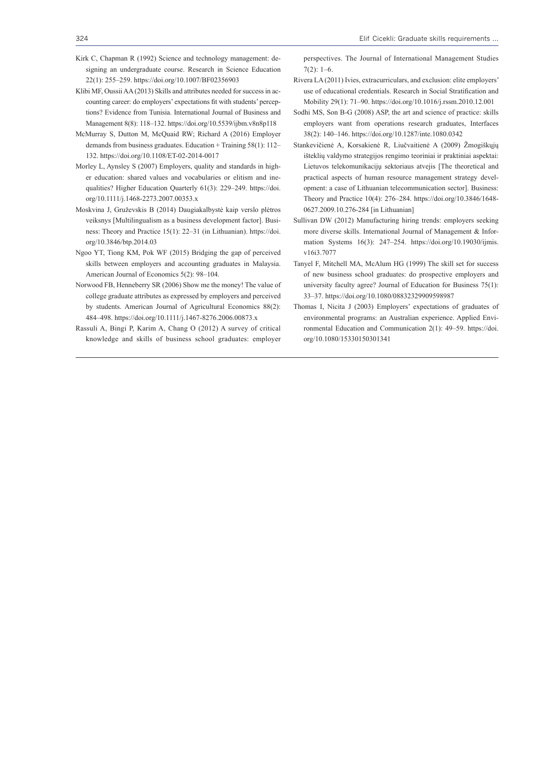Kirk C, Chapman R (1992) Science and technology management: designing an undergraduate course. Research in Science Education 22(1): 255–259. https://doi.org/10.1007/BF02356903

Klibi MF, Oussii AA (2013) Skills and attributes needed for success in accounting career: do employers' expectations fit with students' perceptions? Evidence from Tunisia. International Journal of Business and Management 8(8): 118–132. https://doi.org/10.5539/ijbm.v8n8p118

McMurray S, Dutton M, McQuaid RW; Richard A (2016) Employer demands from business graduates. Education + Training 58(1): 112–132. https://doi.org/10.1108/ET-02-2014-0017

Morley L, Aynsley S (2007) Employers, quality and standards in higher education: shared values and vocabularies or elitism and inequalities? Higher Education Quarterly 61(3): 229–249. https://doi.org/10.1111/j.1468-2273.2007.00353.x

Moskvina J, Gruževskis B (2014) Daugiakalbystė kaip verslo plėtros veiksnys [Multilingualism as a business development factor]. Business: Theory and Practice 15(1): 22–31 (in Lithuanian). https://doi.org/10.3846/btp.2014.03

Ngoo YT, Tiong KM, Pok WF (2015) Bridging the gap of perceived skills between employers and accounting graduates in Malaysia. American Journal of Economics 5(2): 98–104.

Norwood FB, Henneberry SR (2006) Show me the money! The value of college graduate attributes as expressed by employers and perceived by students. American Journal of Agricultural Economics 88(2): 484–498. https://doi.org/10.1111/j.1467-8276.2006.00873.x

Rassuli A, Bingi P, Karim A, Chang O (2012) A survey of critical knowledge and skills of business school graduates: employer perspectives. The Journal of International Management Studies 7(2): 1–6.

Rivera LA (2011) Ivies, extracurriculars, and exclusion: elite employers' use of educational credentials. Research in Social Stratification and Mobility 29(1): 71–90. https://doi.org/10.1016/j.rssm.2010.12.001

Sodhi MS, Son B-G (2008) ASP, the art and science of practice: skills employers want from operations research graduates, Interfaces 38(2): 140–146. https://doi.org/10.1287/inte.1080.0342

Stankevičienė A, Korsakienė R, Liučvaitienė A (2009) Žmogiškųjų išteklių valdymo strategijos rengimo teoriniai ir praktiniai aspektai: Lietuvos telekomunikacijų sektoriaus atvejis [The theoretical and practical aspects of human resource management strategy development: a case of Lithuanian telecommunication sector]. Business: Theory and Practice 10(4): 276–284. https://doi.org/10.3846/1648-0627.2009.10.276-284 [in Lithuanian]

Sullivan DW (2012) Manufacturing hiring trends: employers seeking more diverse skills. International Journal of Management & Information Systems 16(3): 247–254. https://doi.org/10.19030/ijmis.v16i3.7077

Tanyel F, Mitchell MA, McAlum HG (1999) The skill set for success of new business school graduates: do prospective employers and university faculty agree? Journal of Education for Business 75(1): 33–37. https://doi.org/10.1080/08832329909598987

Thomas I, Nicita J (2003) Employers' expectations of graduates of environmental programs: an Australian experience. Applied Environmental Education and Communication 2(1): 49–59. https://doi.org/10.1080/15330150301341